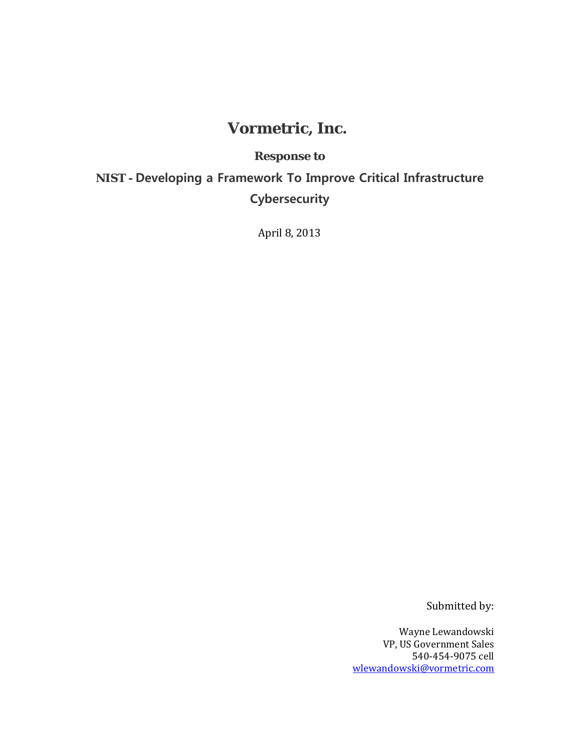# Vormetric, Inc.

**Response to**

## NIST - Developing a Framework To Improve Critical Infrastructure Cybersecurity

April 8, 2013

Submitted by:

Wayne Lewandowski
VP, US Government Sales
540-454-9075 cell
wlewandowski@vormetric.com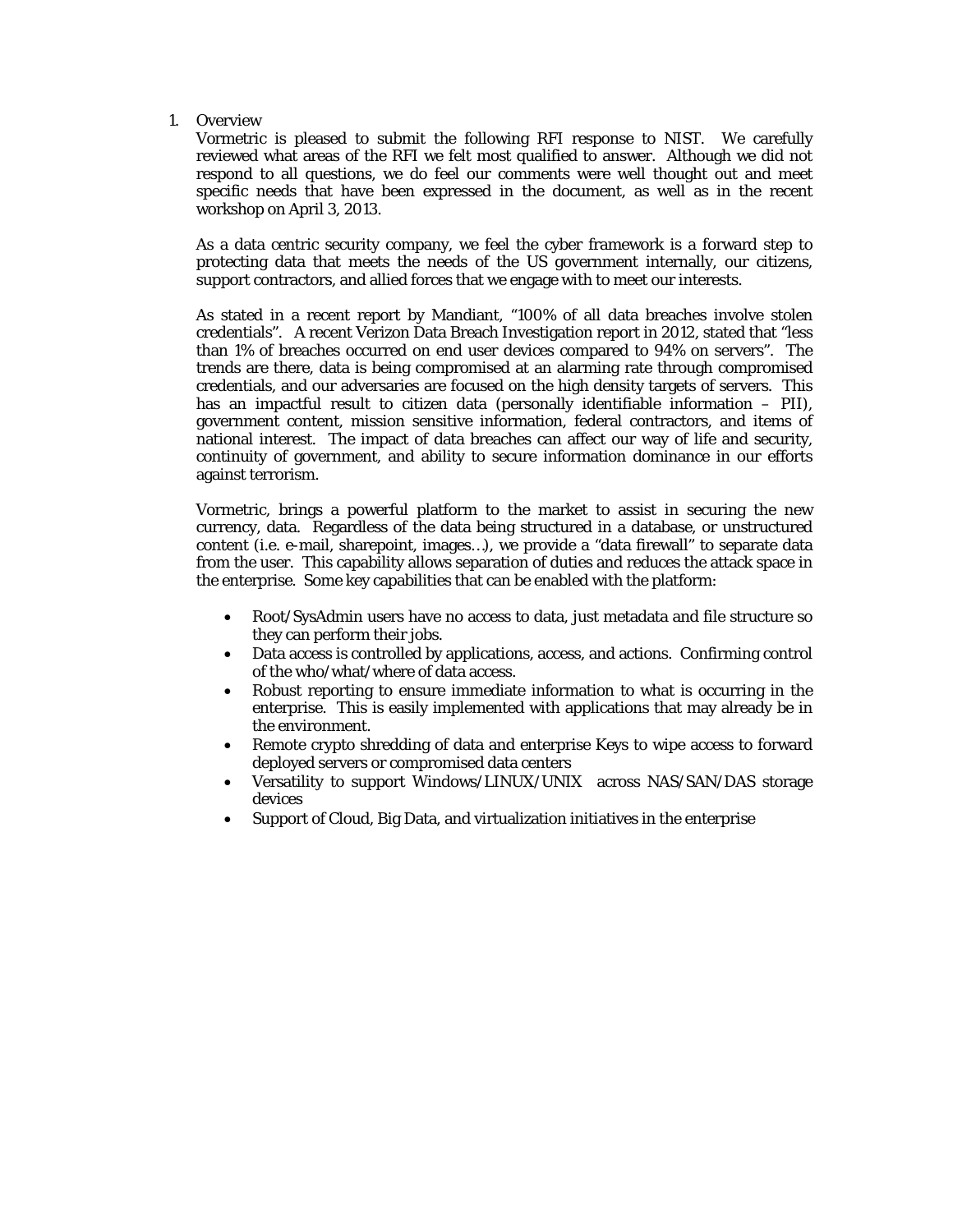1. Overview

Vormetric is pleased to submit the following RFI response to NIST. We carefully reviewed what areas of the RFI we felt most qualified to answer. Although we did not respond to all questions, we do feel our comments were well thought out and meet specific needs that have been expressed in the document, as well as in the recent workshop on April 3, 2013.

As a data centric security company, we feel the cyber framework is a forward step to protecting data that meets the needs of the US government internally, our citizens, support contractors, and allied forces that we engage with to meet our interests.

As stated in a recent report by Mandiant, "100% of all data breaches involve stolen credentials". A recent Verizon Data Breach Investigation report in 2012, stated that "less than 1% of breaches occurred on end user devices compared to 94% on servers". The trends are there, data is being compromised at an alarming rate through compromised credentials, and our adversaries are focused on the high density targets of servers. This has an impactful result to citizen data (personally identifiable information – PII), government content, mission sensitive information, federal contractors, and items of national interest. The impact of data breaches can affect our way of life and security, continuity of government, and ability to secure information dominance in our efforts against terrorism.

Vormetric, brings a powerful platform to the market to assist in securing the new currency, data. Regardless of the data being structured in a database, or unstructured content (i.e. e-mail, sharepoint, images…), we provide a "data firewall" to separate data from the user. This capability allows separation of duties and reduces the attack space in the enterprise. Some key capabilities that can be enabled with the platform:

- Root/SysAdmin users have no access to data, just metadata and file structure so they can perform their jobs.
- Data access is controlled by applications, access, and actions. Confirming control of the who/what/where of data access.
- Robust reporting to ensure immediate information to what is occurring in the enterprise. This is easily implemented with applications that may already be in the environment.
- Remote crypto shredding of data and enterprise Keys to wipe access to forward deployed servers or compromised data centers
- Versatility to support Windows/LINUX/UNIX across NAS/SAN/DAS storage devices
- Support of Cloud, Big Data, and virtualization initiatives in the enterprise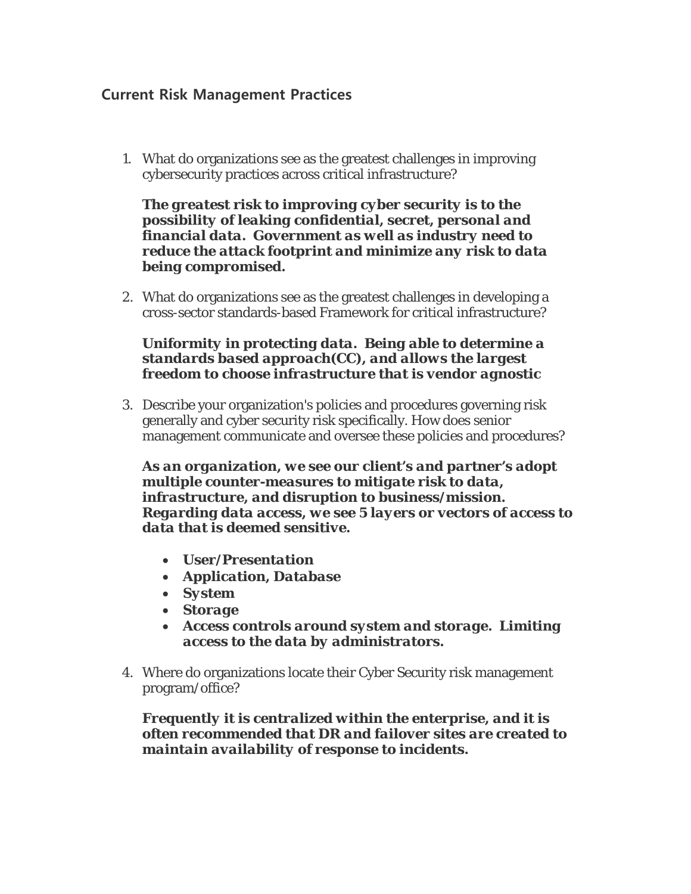## Current Risk Management Practices

1. What do organizations see as the greatest challenges in improving cybersecurity practices across critical infrastructure?

   ***The greatest risk to improving cyber security is to the possibility of leaking confidential, secret, personal and financial data. Government as well as industry need to reduce the attack footprint and minimize any risk to data being compromised.***

2. What do organizations see as the greatest challenges in developing a cross-sector standards-based Framework for critical infrastructure?

   ***Uniformity in protecting data. Being able to determine a standards based approach(CC), and allows the largest freedom to choose infrastructure that is vendor agnostic***

3. Describe your organization's policies and procedures governing risk generally and cyber security risk specifically. How does senior management communicate and oversee these policies and procedures?

   ***As an organization, we see our client's and partner's adopt multiple counter-measures to mitigate risk to data, infrastructure, and disruption to business/mission. Regarding data access, we see 5 layers or vectors of access to data that is deemed sensitive.***

   - ***User/Presentation***
   - ***Application, Database***
   - ***System***
   - ***Storage***
   - ***Access controls around system and storage. Limiting access to the data by administrators.***

4. Where do organizations locate their Cyber Security risk management program/office?

   ***Frequently it is centralized within the enterprise, and it is often recommended that DR and failover sites are created to maintain availability of response to incidents.***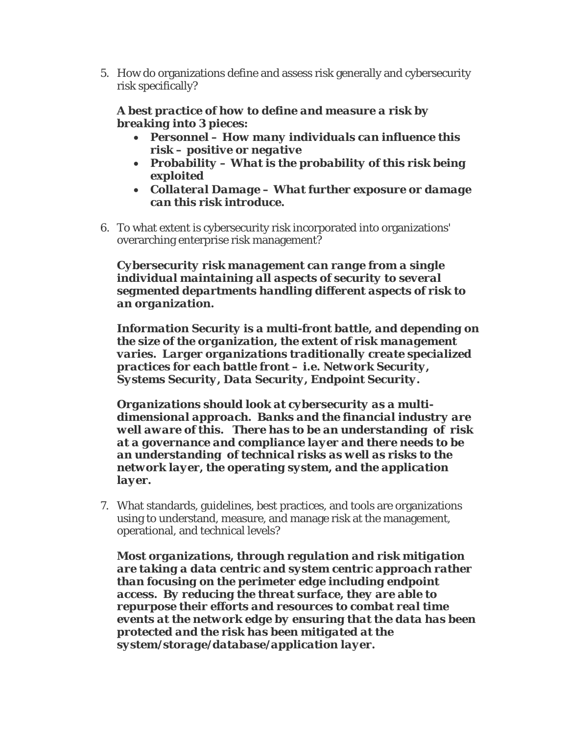5. How do organizations define and assess risk generally and cybersecurity risk specifically?

   ***A best practice of how to define and measure a risk by breaking into 3 pieces:***

   - ***Personnel – How many individuals can influence this risk – positive or negative***
   - ***Probability – What is the probability of this risk being exploited***
   - ***Collateral Damage – What further exposure or damage can this risk introduce.***

6. To what extent is cybersecurity risk incorporated into organizations' overarching enterprise risk management?

   ***Cybersecurity risk management can range from a single individual maintaining all aspects of security to several segmented departments handling different aspects of risk to an organization.***

   ***Information Security is a multi-front battle, and depending on the size of the organization, the extent of risk management varies. Larger organizations traditionally create specialized practices for each battle front – i.e. Network Security, Systems Security, Data Security, Endpoint Security.***

   ***Organizations should look at cybersecurity as a multi-dimensional approach. Banks and the financial industry are well aware of this. There has to be an understanding of risk at a governance and compliance layer and there needs to be an understanding of technical risks as well as risks to the network layer, the operating system, and the application layer.***

7. What standards, guidelines, best practices, and tools are organizations using to understand, measure, and manage risk at the management, operational, and technical levels?

   ***Most organizations, through regulation and risk mitigation are taking a data centric and system centric approach rather than focusing on the perimeter edge including endpoint access. By reducing the threat surface, they are able to repurpose their efforts and resources to combat real time events at the network edge by ensuring that the data has been protected and the risk has been mitigated at the system/storage/database/application layer.***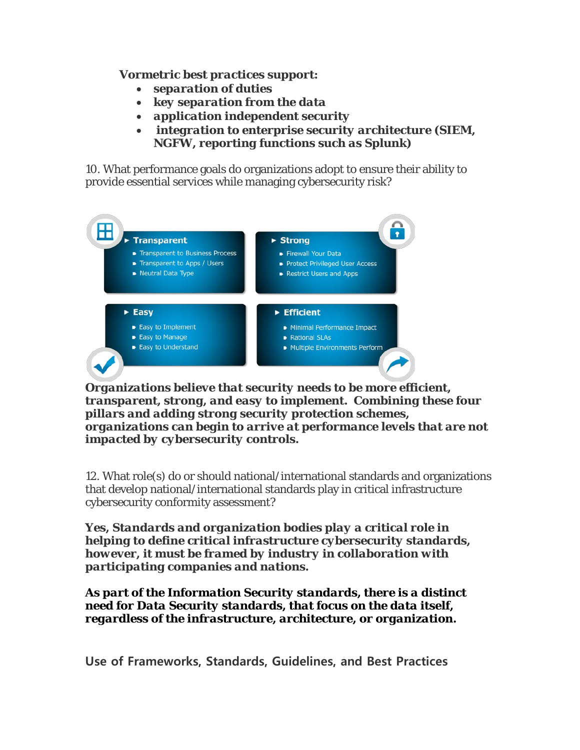**Vormetric best practices support:**

- **separation of duties**
- **key separation from the data**
- **application independent security**
- **integration to enterprise security architecture (SIEM, NGFW, reporting functions such as Splunk)**

10. What performance goals do organizations adopt to ensure their ability to provide essential services while managing cybersecurity risk?

- **Transparent**
  - Transparent to Business Process
  - Transparent to Apps / Users
  - Neutral Data Type
- **Strong**
  - Firewall Your Data
  - Protect Privileged User Access
  - Restrict Users and Apps
- **Easy**
  - Easy to Implement
  - Easy to Manage
  - Easy to Understand
- **Efficient**
  - Minimal Performance Impact
  - Rational SLAs
  - Multiple Environments Perform

***Organizations believe that security needs to be more efficient, transparent, strong, and easy to implement. Combining these four pillars and adding strong security protection schemes, organizations can begin to arrive at performance levels that are not impacted by cybersecurity controls.***

12. What role(s) do or should national/international standards and organizations that develop national/international standards play in critical infrastructure cybersecurity conformity assessment?

***Yes, Standards and organization bodies play a critical role in helping to define critical infrastructure cybersecurity standards, however, it must be framed by industry in collaboration with participating companies and nations.***

**As part of the Information Security standards, there is a distinct need for Data Security standards, that focus on the data itself, regardless of the infrastructure, architecture, or organization.**

## Use of Frameworks, Standards, Guidelines, and Best Practices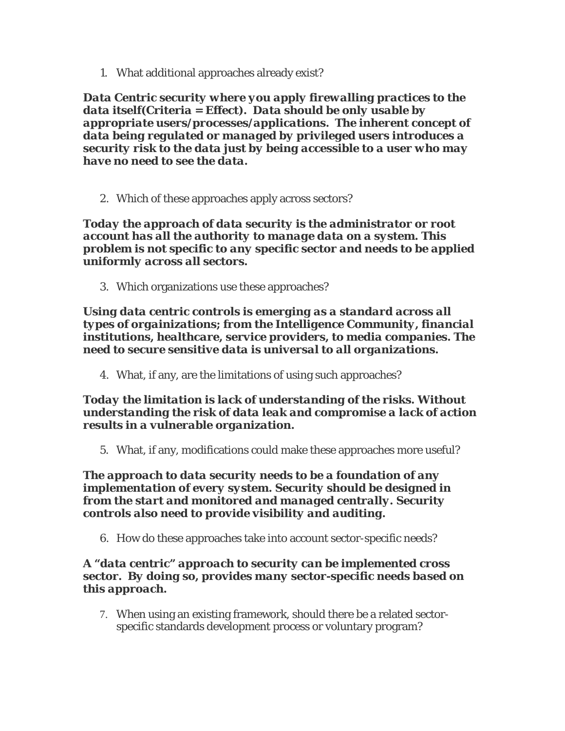1. What additional approaches already exist?

***Data Centric security where you apply firewalling practices to the data itself(Criteria = Effect). Data should be only usable by appropriate users/processes/applications. The inherent concept of data being regulated or managed by privileged users introduces a security risk to the data just by being accessible to a user who may have no need to see the data.***

2. Which of these approaches apply across sectors?

***Today the approach of data security is the administrator or root account has all the authority to manage data on a system. This problem is not specific to any specific sector and needs to be applied uniformly across all sectors.***

3. Which organizations use these approaches?

***Using data centric controls is emerging as a standard across all types of orgainizations; from the Intelligence Community, financial institutions, healthcare, service providers, to media companies. The need to secure sensitive data is universal to all organizations.***

4. What, if any, are the limitations of using such approaches?

***Today the limitation is lack of understanding of the risks. Without understanding the risk of data leak and compromise a lack of action results in a vulnerable organization.***

5. What, if any, modifications could make these approaches more useful?

***The approach to data security needs to be a foundation of any implementation of every system. Security should be designed in from the start and monitored and managed centrally. Security controls also need to provide visibility and auditing.***

6. How do these approaches take into account sector-specific needs?

***A "data centric" approach to security can be implemented cross sector. By doing so, provides many sector-specific needs based on this approach.***

7. When using an existing framework, should there be a related sector-specific standards development process or voluntary program?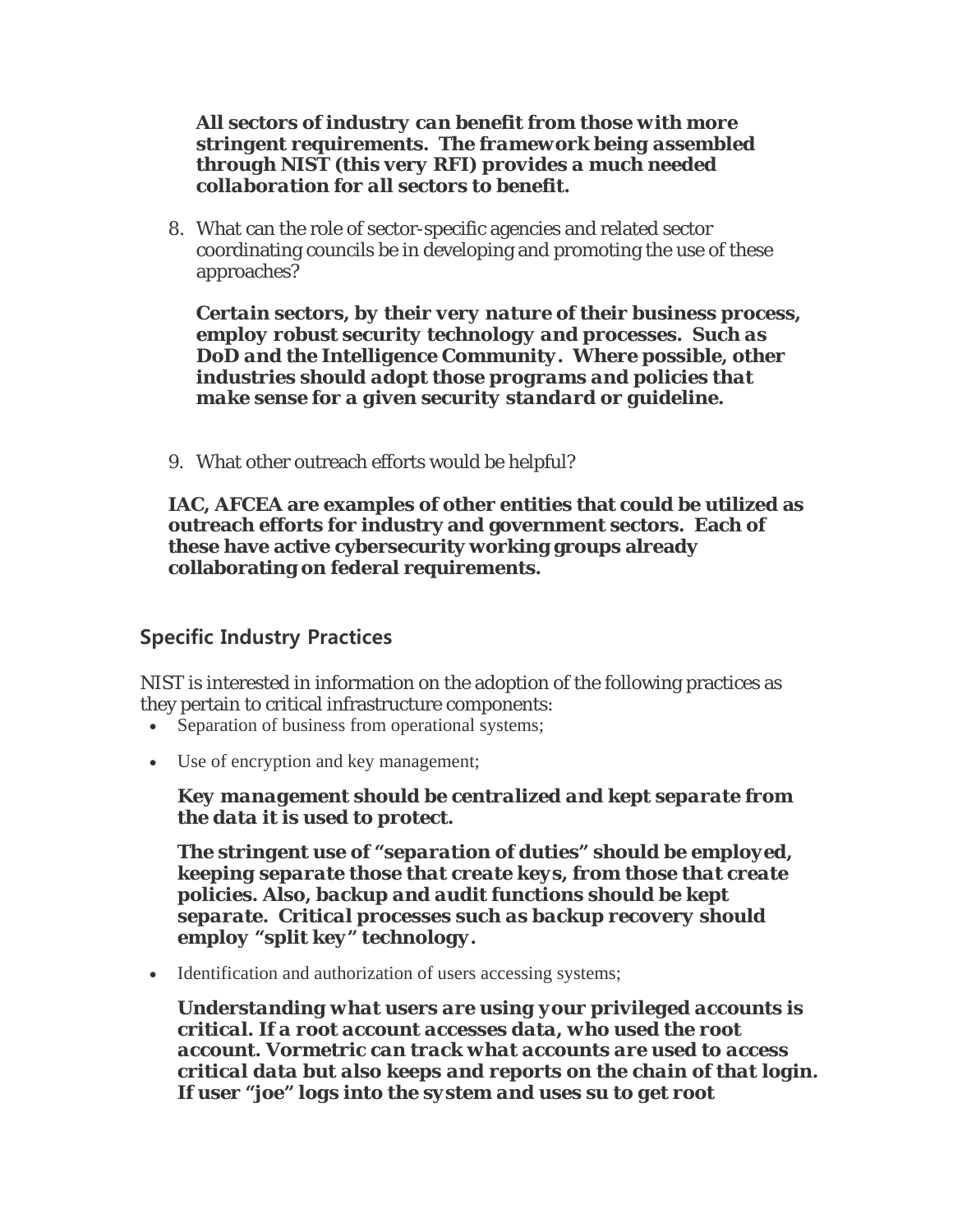***All sectors of industry can benefit from those with more stringent requirements. The framework being assembled through NIST (this very RFI) provides a much needed collaboration for all sectors to benefit.***

8. What can the role of sector-specific agencies and related sector coordinating councils be in developing and promoting the use of these approaches?

   ***Certain sectors, by their very nature of their business process, employ robust security technology and processes. Such as DoD and the Intelligence Community. Where possible, other industries should adopt those programs and policies that make sense for a given security standard or guideline.***

9. What other outreach efforts would be helpful?

   **IAC, AFCEA are examples of other entities that could be utilized as outreach efforts for industry and government sectors. Each of these have active cybersecurity working groups already collaborating on federal requirements.**

## Specific Industry Practices

NIST is interested in information on the adoption of the following practices as they pertain to critical infrastructure components:

- Separation of business from operational systems;
- Use of encryption and key management;

  ***Key management should be centralized and kept separate from the data it is used to protect.***

  ***The stringent use of "separation of duties" should be employed, keeping separate those that create keys, from those that create policies. Also, backup and audit functions should be kept separate. Critical processes such as backup recovery should employ "split key" technology.***

- Identification and authorization of users accessing systems;

  ***Understanding what users are using your privileged accounts is critical. If a root account accesses data, who used the root account. Vormetric can track what accounts are used to access critical data but also keeps and reports on the chain of that login. If user "joe" logs into the system and uses su to get root***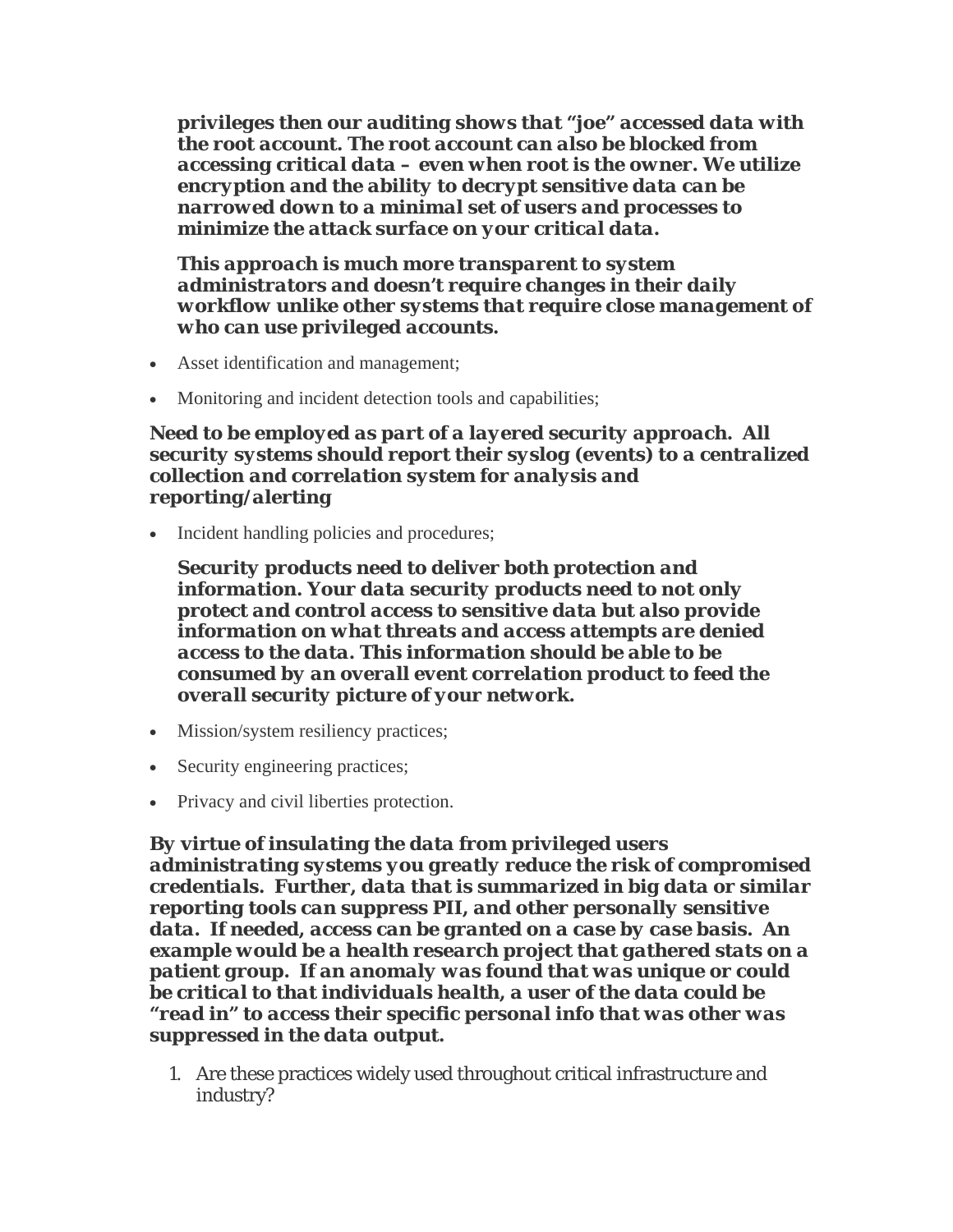***privileges then our auditing shows that "joe" accessed data with the root account. The root account can also be blocked from accessing critical data – even when root is the owner. We utilize encryption and the ability to decrypt sensitive data can be narrowed down to a minimal set of users and processes to minimize the attack surface on your critical data.***

***This approach is much more transparent to system administrators and doesn't require changes in their daily workflow unlike other systems that require close management of who can use privileged accounts.***

- Asset identification and management;
- Monitoring and incident detection tools and capabilities;

***Need to be employed as part of a layered security approach. All security systems should report their syslog (events) to a centralized collection and correlation system for analysis and reporting/alerting***

- Incident handling policies and procedures;

***Security products need to deliver both protection and information. Your data security products need to not only protect and control access to sensitive data but also provide information on what threats and access attempts are denied access to the data. This information should be able to be consumed by an overall event correlation product to feed the overall security picture of your network.***

- Mission/system resiliency practices;
- Security engineering practices;
- Privacy and civil liberties protection.

***By virtue of insulating the data from privileged users administrating systems you greatly reduce the risk of compromised credentials. Further, data that is summarized in big data or similar reporting tools can suppress PII, and other personally sensitive data. If needed, access can be granted on a case by case basis. An example would be a health research project that gathered stats on a patient group. If an anomaly was found that was unique or could be critical to that individuals health, a user of the data could be "read in" to access their specific personal info that was other was suppressed in the data output.***

1. Are these practices widely used throughout critical infrastructure and industry?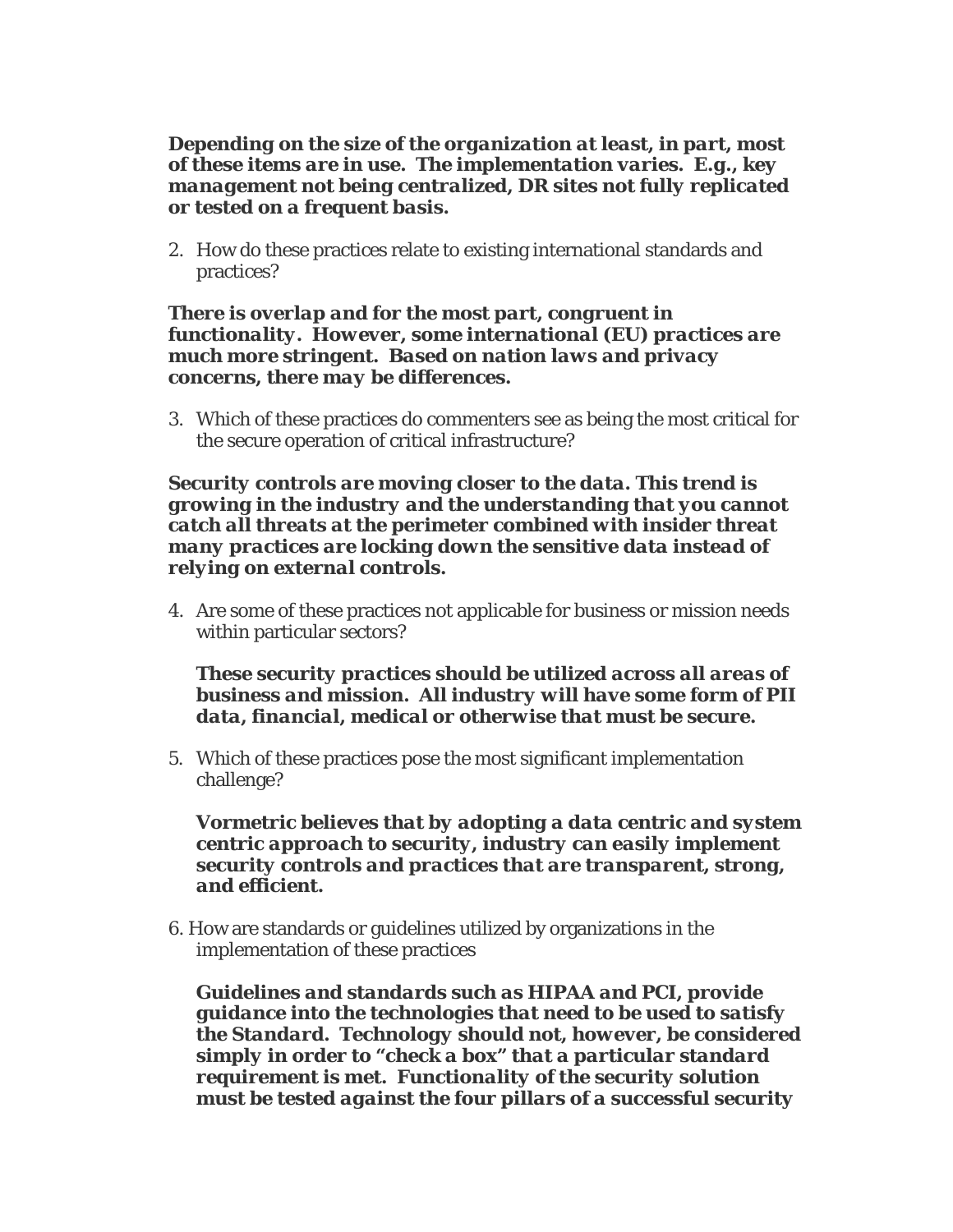***Depending on the size of the organization at least, in part, most of these items are in use. The implementation varies. E.g., key management not being centralized, DR sites not fully replicated or tested on a frequent basis.***

2. How do these practices relate to existing international standards and practices?

***There is overlap and for the most part, congruent in functionality. However, some international (EU) practices are much more stringent. Based on nation laws and privacy concerns, there may be differences.***

3. Which of these practices do commenters see as being the most critical for the secure operation of critical infrastructure?

***Security controls are moving closer to the data. This trend is growing in the industry and the understanding that you cannot catch all threats at the perimeter combined with insider threat many practices are locking down the sensitive data instead of relying on external controls.***

4. Are some of these practices not applicable for business or mission needs within particular sectors?

   ***These security practices should be utilized across all areas of business and mission. All industry will have some form of PII data, financial, medical or otherwise that must be secure.***

5. Which of these practices pose the most significant implementation challenge?

   ***Vormetric believes that by adopting a data centric and system centric approach to security, industry can easily implement security controls and practices that are transparent, strong, and efficient.***

6. How are standards or guidelines utilized by organizations in the implementation of these practices

   ***Guidelines and standards such as HIPAA and PCI, provide guidance into the technologies that need to be used to satisfy the Standard. Technology should not, however, be considered simply in order to "check a box" that a particular standard requirement is met. Functionality of the security solution must be tested against the four pillars of a successful security***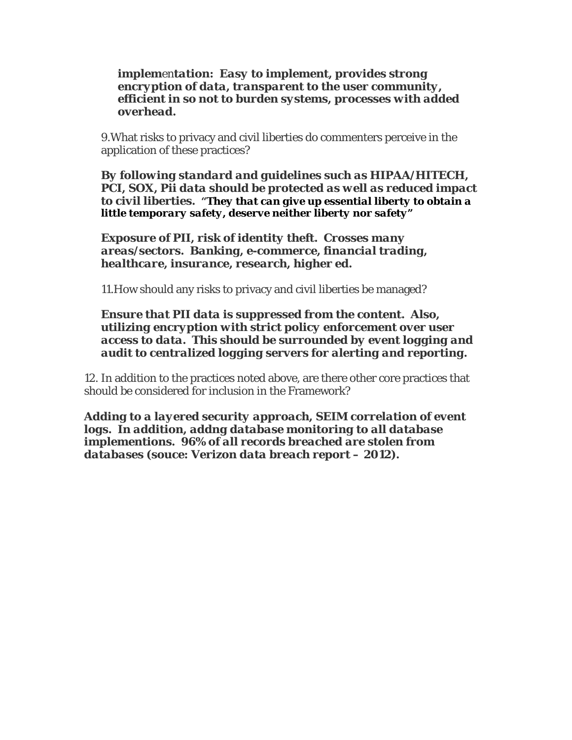***implementation: Easy to implement, provides strong encryption of data, transparent to the user community, efficient in so not to burden systems, processes with added overhead.***

9.What risks to privacy and civil liberties do commenters perceive in the application of these practices?

***By following standard and guidelines such as HIPAA/HITECH, PCI, SOX, Pii data should be protected as well as reduced impact to civil liberties. "They that can give up essential liberty to obtain a little temporary safety, deserve neither liberty nor safety"***

***Exposure of PII, risk of identity theft. Crosses many areas/sectors. Banking, e-commerce, financial trading, healthcare, insurance, research, higher ed.***

11.How should any risks to privacy and civil liberties be managed?

***Ensure that PII data is suppressed from the content. Also, utilizing encryption with strict policy enforcement over user access to data. This should be surrounded by event logging and audit to centralized logging servers for alerting and reporting.***

12. In addition to the practices noted above, are there other core practices that should be considered for inclusion in the Framework?

***Adding to a layered security approach, SEIM correlation of event logs. In addition, addng database monitoring to all database implementions. 96% of all records breached are stolen from databases (souce: Verizon data breach report – 2012).***